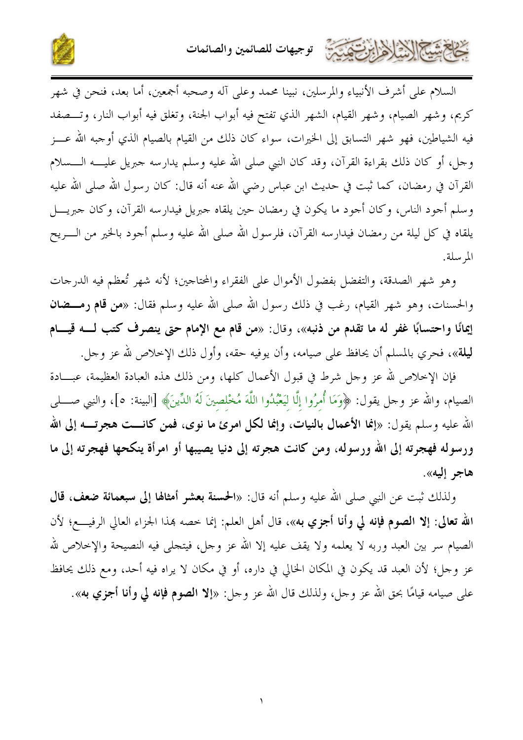السلام على أشرف الأنبياء والمرسلين، نبينا محمد وعلى آله وصحبه أجمعين، أما بعد، فنحن في شهر كريم، وشهر الصيام، وشهر القيام، الشهر الذي تفتح فيه أبواب الجنة، وتغلق فيه أبواب النار، وتصفد فيه الشياطين، فهو شهر التسابق إلى الخيرات، سواء كان ذلك من القيام بالصيام الذي أوجبه الله عز وجل، أو كان ذلك بقراءة القرآن، وقد كان النبي صلى الله عليه وسلم يدارسه جبريل عليه السلام القرآن في رمضان، كما ثبت في حديث ابن عباس رضي الله عنه أنه قال: كان رسول الله صلى الله عليه وسلم أجود الناس، وكان أجود ما يكون في رمضان حين يلقاه جبريل فيدارسه القرآن، وكان جبريل يلقاه في كل ليلة من رمضان فيدارسه القرآن، فلرسول الله صلى الله عليه وسلم أجود بالخير من الريح المرسلة.

وهو شهر الصدقة، والتفضل بفضول الأموال على الفقراء والمحتاجين؛ لأنه شهر تُعظم فيه الدرجات والحسنات، وهو شهر القيام، رغب في ذلك رسول الله صلى الله عليه وسلم فقال: «**من قام رمضان إيمانًا واحتسابًا غفر له ما تقدم من ذنبه**»، وقال: «**من قام مع الإمام حتى ينصرف كتب له قيام ليلة**»، فحري بالمسلم أن يحافظ على صيامه، وأن يوفيه حقه، وأول ذلك الإخلاص لله عز وجل.

فإن الإخلاص لله عز وجل شرط في قبول الأعمال كلها، ومن ذلك هذه العبادة العظيمة، عبادة الصيام، والله عز وجل يقول: ﴿وَمَا أُمِرُوا إِلَّا لِيَعْبُدُوا اللَّهَ مُخْلِصِينَ لَهُ الدِّينَ﴾ [البينة: 5]، والنبي صلى الله عليه وسلم يقول: «**إنما الأعمال بالنيات، وإنما لكل امرئ ما نوى، فمن كانت هجرته إلى الله ورسوله فهجرته إلى الله ورسوله، ومن كانت هجرته إلى دنيا يصيبها أو امرأة ينكحها فهجرته إلى ما هاجر إليه**».

ولذلك ثبت عن النبي صلى الله عليه وسلم أنه قال: «**الحسنة بعشر أمثالها إلى سبعمائة ضعف، قال الله تعالى: إلا الصوم فإنه لي وأنا أجزي به**»، قال أهل العلم: إنما خصه بهذا الجزاء العالي الرفيع؛ لأن الصيام سر بين العبد وربه لا يعلمه ولا يقف عليه إلا الله عز وجل، فيتجلى فيه النصيحة والإخلاص لله عز وجل؛ لأن العبد قد يكون في المكان الخالي في داره، أو في مكان لا يراه فيه أحد، ومع ذلك يحافظ على صيامه قيامًا بحق الله عز وجل، ولذلك قال الله عز وجل: «**إلا الصوم فإنه لي وأنا أجزي به**».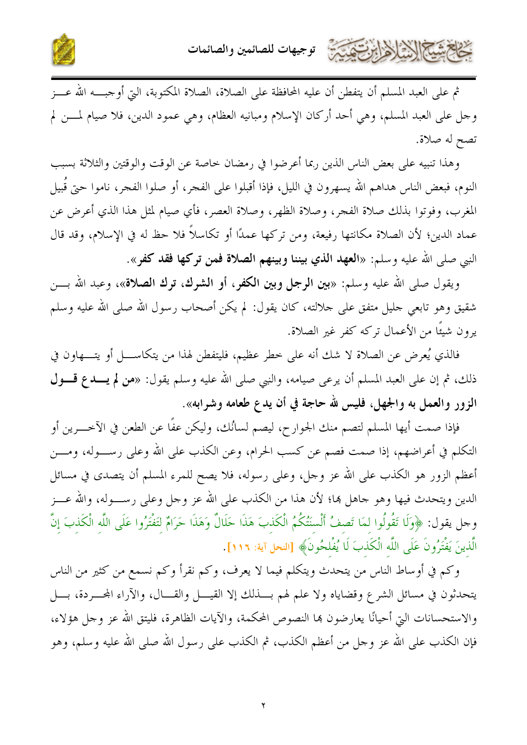ثم على العبد المسلم أن يتفطن أن عليه المحافظة على الصلاة، الصلاة المكتوبة، التي أوجبه الله عز وجل على العبد المسلم، وهي أحد أركان الإسلام ومبانيه العظام، وهي عمود الدين، فلا صيام لمن لم تصح له صلاة.

وهذا تنبيه على بعض الناس الذين ربما أعرضوا في رمضان خاصة عن الوقت والوقتين والثلاثة بسبب النوم، فبعض الناس هداهم الله يسهرون في الليل، فإذا أقبلوا على الفجر، أو صلوا الفجر، ناموا حتى قُبيل المغرب، وفوتوا بذلك صلاة الفجر، وصلاة الظهر، وصلاة العصر، فأي صيام لمثل هذا الذي أعرض عن عماد الدين؛ لأن الصلاة مكانتها رفيعة، ومن تركها عمدًا أو تكاسلاً فلا حظ له في الإسلام، وقد قال النبي صلى الله عليه وسلم: «**العهد الذي بيننا وبينهم الصلاة فمن تركها فقد كفر**».

ويقول صلى الله عليه وسلم: «**بين الرجل وبين الكفر، أو الشرك، ترك الصلاة**»، وعبد الله بن شقيق وهو تابعي جليل متفق على جلالته، كان يقول: لم يكن أصحاب رسول الله صلى الله عليه وسلم يرون شيئًا من الأعمال تركه كفر غير الصلاة.

فالذي يُعرض عن الصلاة لا شك أنه على خطر عظيم، فليتفطن لهذا من يتكاسل أو يتهاون في ذلك، ثم إن على العبد المسلم أن يرعى صيامه، والنبي صلى الله عليه وسلم يقول: «**من لم يدع قول الزور والعمل به والجهل، فليس لله حاجة في أن يدع طعامه وشرابه**».

فإذا صمت أيها المسلم لتصم منك الجوارح، ليصم لسانُك، وليكن عفًا عن الطعن في الآخرين أو التكلم في أعراضهم، إذا صمت فصم عن كسب الحرام، وعن الكذب على الله وعلى رسوله، ومن أعظم الزور هو الكذب على الله عز وجل، وعلى رسوله، فلا يصح للمرء المسلم أن يتصدى في مسائل الدين ويتحدث فيها وهو جاهل بها؛ لأن هذا من الكذب على الله عز وجل وعلى رسوله، والله عز وجل يقول: ﴿وَلَا تَقُولُوا لِمَا تَصِفُ أَلْسِنَتُكُمُ الْكَذِبَ هَذَا حَلَالٌ وَهَذَا حَرَامٌ لِتَفْتَرُوا عَلَى اللَّهِ الْكَذِبَ إِنَّ الَّذِينَ يَفْتَرُونَ عَلَى اللَّهِ الْكَذِبَ لَا يُفْلِحُونَ﴾ [النحل آية: ١١٦].

وكم في أوساط الناس من يتحدث ويتكلم فيما لا يعرف، وكم نقرأ وكم نسمع من كثير من الناس يتحدثون في مسائل الشرع وقضاياه ولا علم لهم بذلك إلا القيل والقال، والآراء المجردة، بل والاستحسانات التي أحيانًا يعارضون بها النصوص المحكمة، والآيات الظاهرة، فليتق الله عز وجل هؤلاء، فإن الكذب على الله عز وجل من أعظم الكذب، ثم الكذب على رسول الله صلى الله عليه وسلم، وهو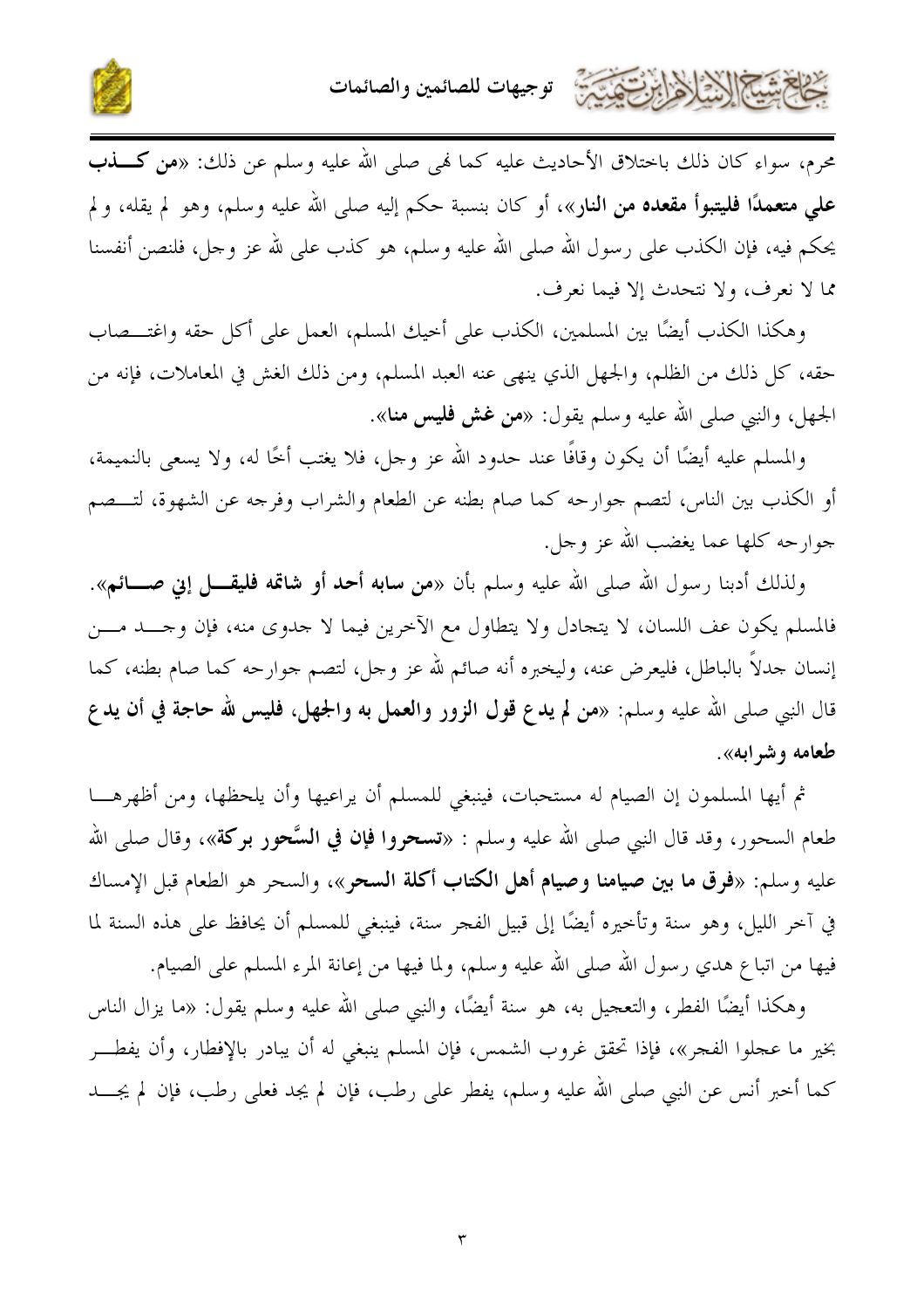محرم، سواء كان ذلك باختلاق الأحاديث عليه كما نهى صلى الله عليه وسلم عن ذلك: «**من كــذب علي متعمدًا فليتبوأ مقعده من النار**»، أو كان بنسبة حكم إليه صلى الله عليه وسلم، وهو لم يقله، و لم يحكم فيه، فإن الكذب على رسول الله صلى الله عليه وسلم، هو كذب على لله عز وجل، فلنصن أنفسنا مما لا نعرف، ولا نتحدث إلا فيما نعرف.

وهكذا الكذب أيضًا بين المسلمين، الكذب على أخيك المسلم، العمل على أكل حقه واغتــصاب حقه، كل ذلك من الظلم، والجهل الذي ينهى عنه العبد المسلم، ومن ذلك الغش في المعاملات، فإنه من الجهل، والنبي صلى الله عليه وسلم يقول: «**من غش فليس منا**».

والمسلم عليه أيضًا أن يكون وقافًا عند حدود الله عز وجل، فلا يغتب أخًا له، ولا يسعى بالنميمة، أو الكذب بين الناس، لتصم جوارحه كما صام بطنه عن الطعام والشراب وفرجه عن الشهوة، لتــصم جوارحه كلها عما يغضب الله عز وجل.

ولذلك أدبنا رسول الله صلى الله عليه وسلم بأن «**من سابه أحد أو شاتمه فليقــل إني صــائم**». فالمسلم يكون عف اللسان، لا يتجادل ولا يتطاول مع الآخرين فيما لا جدوى منه، فإن وجــد مــن إنسان جدلاً بالباطل، فليعرض عنه، وليخبره أنه صائم لله عز وجل، لتصم جوارحه كما صام بطنه، كما قال النبي صلى الله عليه وسلم: «**من لم يدع قول الزور والعمل به والجهل، فليس لله حاجة في أن يدع طعامه وشرابه**».

ثم أيها المسلمون إن الصيام له مستحبات، فينبغي للمسلم أن يراعيها وأن يلحظها، ومن أظهرهــا طعام السحور، وقد قال النبي صلى الله عليه وسلم : «**تسحروا فإن في السَّحور بركة**»، وقال صلى الله عليه وسلم: «**فرق ما بين صيامنا وصيام أهل الكتاب أكلة السحر**»، والسحر هو الطعام قبل الإمساك في آخر الليل، وهو سنة وتأخيره أيضًا إلى قبيل الفجر سنة، فينبغي للمسلم أن يحافظ على هذه السنة لما فيها من اتباع هدي رسول الله صلى الله عليه وسلم، ولما فيها من إعانة المرء المسلم على الصيام.

وهكذا أيضًا الفطر، والتعجيل به، هو سنة أيضًا، والنبي صلى الله عليه وسلم يقول: «ما يزال الناس بخير ما عجلوا الفجر»، فإذا تحقق غروب الشمس، فإن المسلم ينبغي له أن يبادر بالإفطار، وأن يفطــر كما أخبر أنس عن النبي صلى الله عليه وسلم، يفطر على رطب، فإن لم يجد فعلى رطب، فإن لم يجــد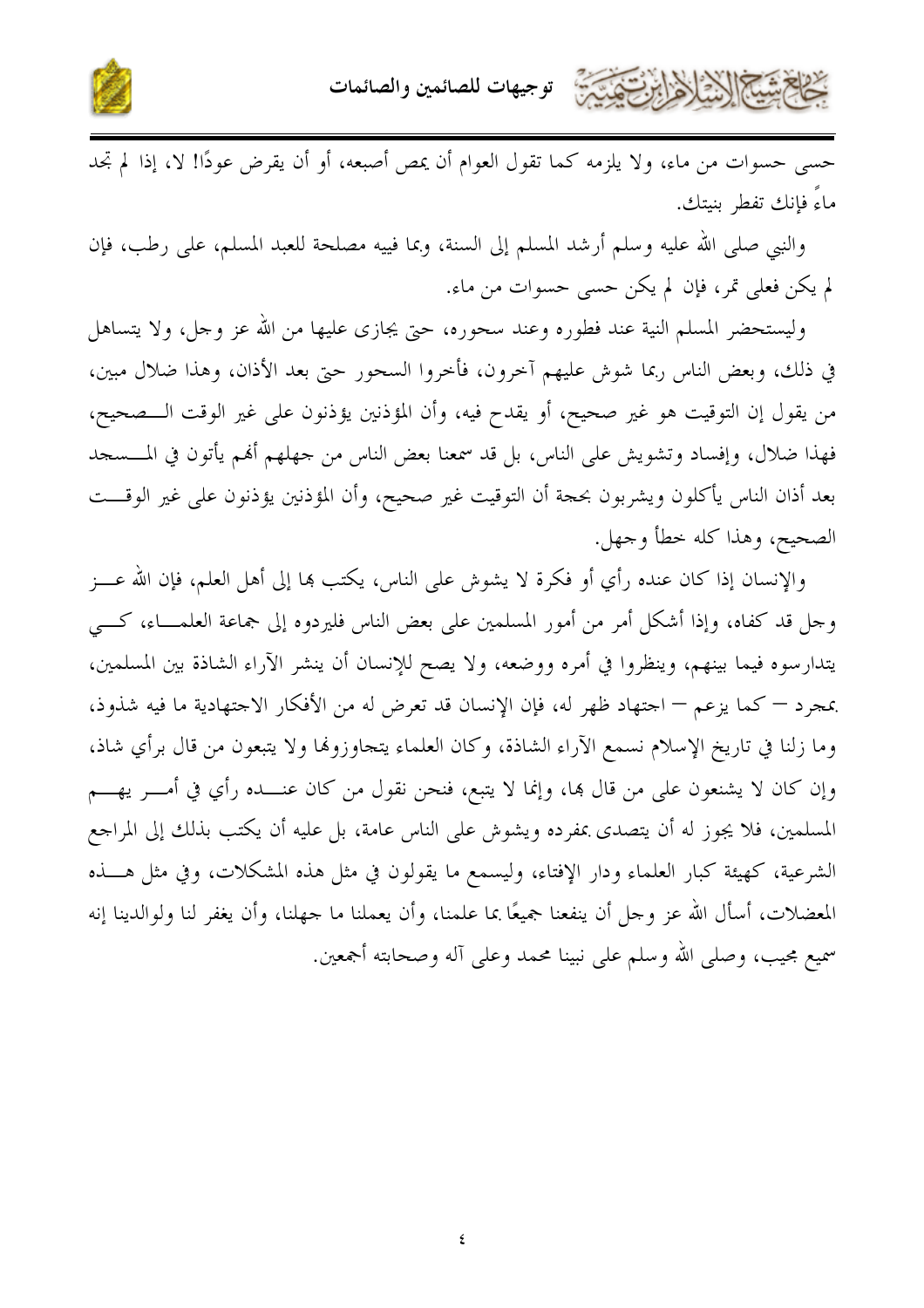حسى حسوات من ماء، ولا يلزمه كما تقول العوام أن يمص أصبعه، أو أن يقرض عودًا! لا، إذا لم تجد ماءً فإنك تفطر بنيتك.

والنبي صلى الله عليه وسلم أرشد المسلم إلى السنة، وبما فيه مصلحة للعبد المسلم، على رطب، فإن لم يكن فعلى تمر، فإن لم يكن حسى حسوات من ماء.

وليستحضر المسلم النية عند فطوره وعند سحوره، حتى يجازى عليها من الله عز وجل، ولا يتساهل في ذلك، وبعض الناس ربما شوش عليهم آخرون، فأخروا السحور حتى بعد الأذان، وهذا ضلال مبين، من يقول إن التوقيت هو غير صحيح، أو يقدح فيه، وأن المؤذنين يؤذنون على غير الوقت الصحيح، فهذا ضلال، وإفساد وتشويش على الناس، بل قد سمعنا بعض الناس من جهلهم أنهم يأتون في المسجد بعد أذان الناس يأكلون ويشربون بحجة أن التوقيت غير صحيح، وأن المؤذنين يؤذنون على غير الوقت الصحيح، وهذا كله خطأ وجهل.

والإنسان إذا كان عنده رأي أو فكرة لا يشوش على الناس، يكتب بها إلى أهل العلم، فإن الله عز وجل قد كفاه، وإذا أشكل أمر من أمور المسلمين على بعض الناس فليردوه إلى جماعة العلماء، كي يتدارسوه فيما بينهم، وينظروا في أمره ووضعه، ولا يصح للإنسان أن ينشر الآراء الشاذة بين المسلمين، بمجرد — كما يزعم — اجتهاد ظهر له، فإن الإنسان قد تعرض له من الأفكار الاجتهادية ما فيه شذوذ، وما زلنا في تاريخ الإسلام نسمع الآراء الشاذة، وكان العلماء يتجاوزونها ولا يتبعون من قال برأي شاذ، وإن كان لا يشنعون على من قال بها، وإنما لا يتبع، فنحن نقول من كان عنده رأي في أمر يهم المسلمين، فلا يجوز له أن يتصدى بمفرده ويشوش على الناس عامة، بل عليه أن يكتب بذلك إلى المراجع الشرعية، كهيئة كبار العلماء ودار الإفتاء، وليسمع ما يقولون في مثل هذه المشكلات، وفي مثل هذه المعضلات، أسأل الله عز وجل أن ينفعنا جميعًا بما علمنا، وأن يعلمنا ما جهلنا، وأن يغفر لنا ولوالدينا إنه سميع مجيب، وصلى الله وسلم على نبينا محمد وعلى آله وصحابته أجمعين.